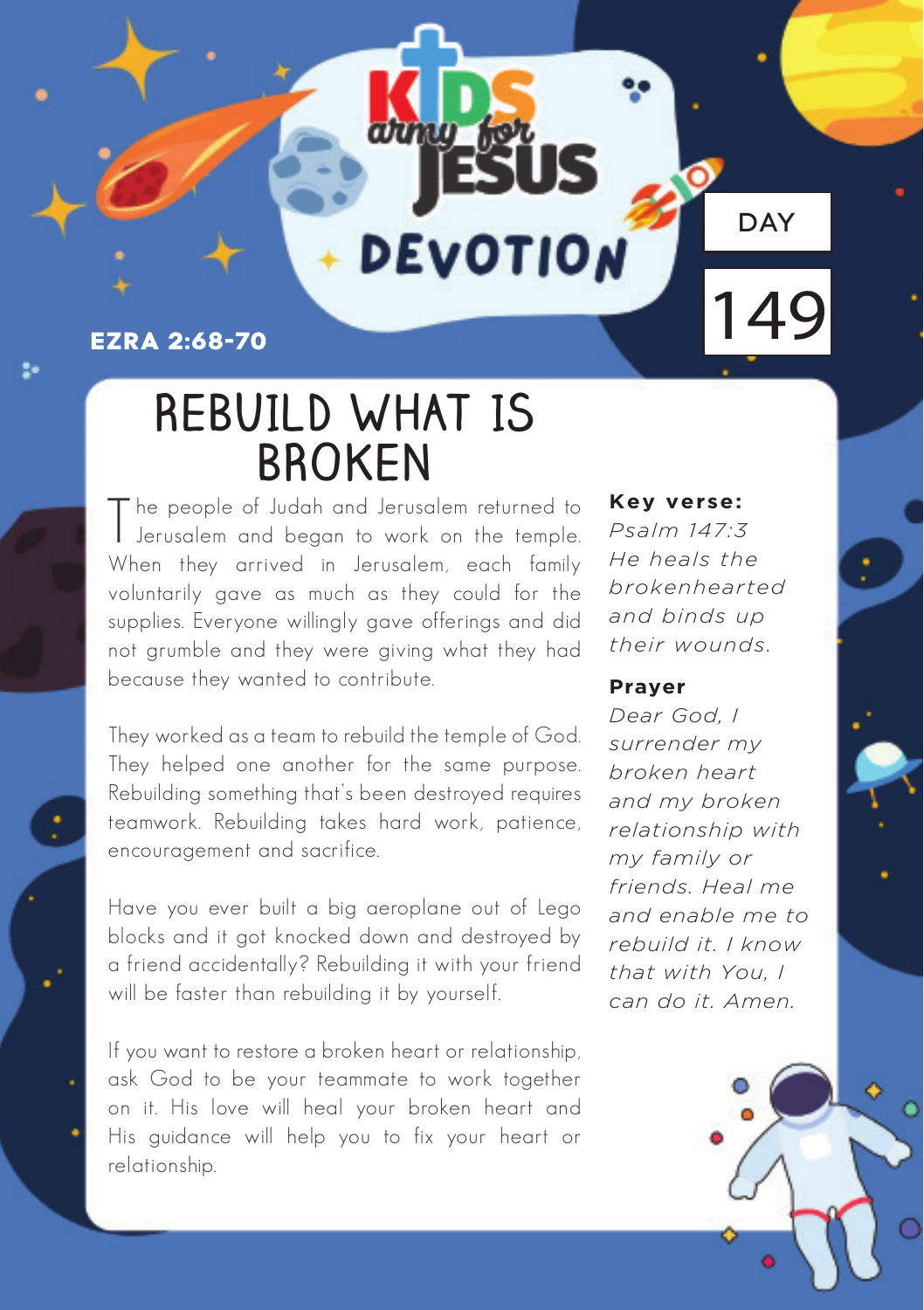KIDS army for JESUS DEVOTION

DAY 149

**EZRA 2:68-70**

# REBUILD WHAT IS BROKEN

The people of Judah and Jerusalem returned to Jerusalem and began to work on the temple. When they arrived in Jerusalem, each family voluntarily gave as much as they could for the supplies. Everyone willingly gave offerings and did not grumble and they were giving what they had because they wanted to contribute.

They worked as a team to rebuild the temple of God. They helped one another for the same purpose. Rebuilding something that's been destroyed requires teamwork. Rebuilding takes hard work, patience, encouragement and sacrifice.

Have you ever built a big aeroplane out of Lego blocks and it got knocked down and destroyed by a friend accidentally? Rebuilding it with your friend will be faster than rebuilding it by yourself.

If you want to restore a broken heart or relationship, ask God to be your teammate to work together on it. His love will heal your broken heart and His guidance will help you to fix your heart or relationship.

**Key verse:**

*Psalm 147:3*
*He heals the brokenhearted and binds up their wounds.*

**Prayer**

*Dear God, I surrender my broken heart and my broken relationship with my family or friends. Heal me and enable me to rebuild it. I know that with You, I can do it. Amen.*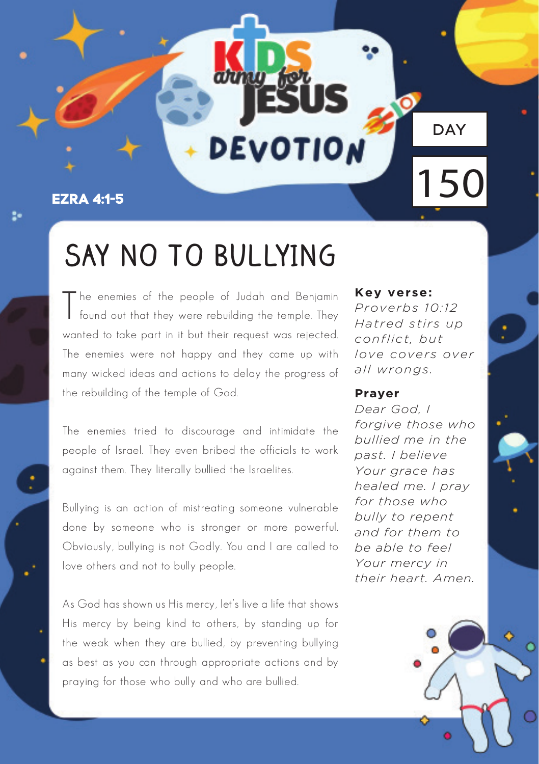Kids army for Jesus

DEVOTION

DAY 150

EZRA 4:1-5

# SAY NO TO BULLYING

The enemies of the people of Judah and Benjamin found out that they were rebuilding the temple. They wanted to take part in it but their request was rejected. The enemies were not happy and they came up with many wicked ideas and actions to delay the progress of the rebuilding of the temple of God.

The enemies tried to discourage and intimidate the people of Israel. They even bribed the officials to work against them. They literally bullied the Israelites.

Bullying is an action of mistreating someone vulnerable done by someone who is stronger or more powerful. Obviously, bullying is not Godly. You and I are called to love others and not to bully people.

As God has shown us His mercy, let's live a life that shows His mercy by being kind to others, by standing up for the weak when they are bullied, by preventing bullying as best as you can through appropriate actions and by praying for those who bully and who are bullied.

**Key verse:**

*Proverbs 10:12 Hatred stirs up conflict, but love covers over all wrongs.*

**Prayer**

*Dear God, I forgive those who bullied me in the past. I believe Your grace has healed me. I pray for those who bully to repent and for them to be able to feel Your mercy in their heart. Amen.*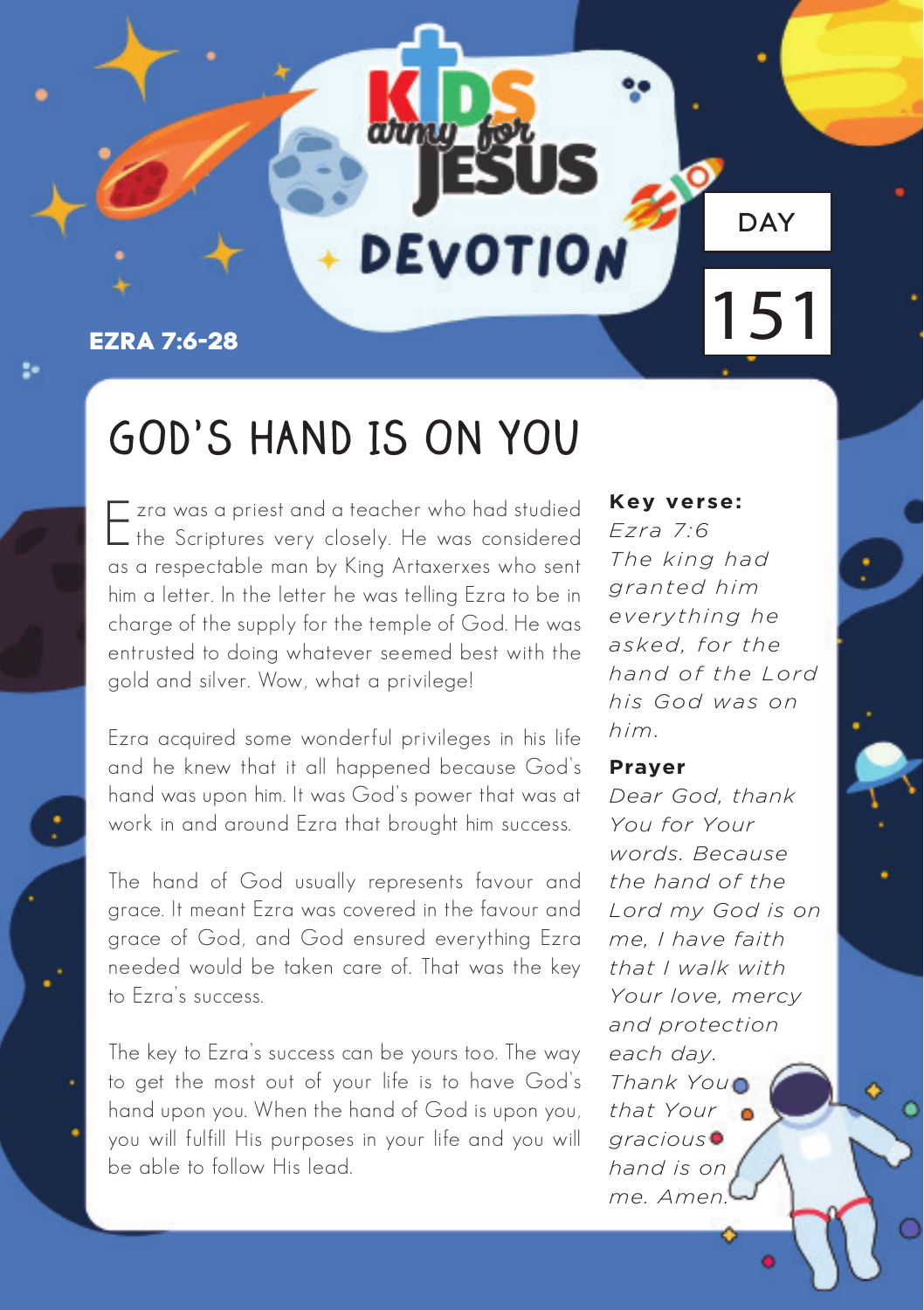KIDS army for JESUS DEVOTION

DAY 151

EZRA 7:6-28

# GOD'S HAND IS ON YOU

Ezra was a priest and a teacher who had studied the Scriptures very closely. He was considered as a respectable man by King Artaxerxes who sent him a letter. In the letter he was telling Ezra to be in charge of the supply for the temple of God. He was entrusted to doing whatever seemed best with the gold and silver. Wow, what a privilege!

Ezra acquired some wonderful privileges in his life and he knew that it all happened because God's hand was upon him. It was God's power that was at work in and around Ezra that brought him success.

The hand of God usually represents favour and grace. It meant Ezra was covered in the favour and grace of God, and God ensured everything Ezra needed would be taken care of. That was the key to Ezra's success.

The key to Ezra's success can be yours too. The way to get the most out of your life is to have God's hand upon you. When the hand of God is upon you, you will fulfill His purposes in your life and you will be able to follow His lead.

**Key verse:**

*Ezra 7:6*
*The king had granted him everything he asked, for the hand of the Lord his God was on him.*

**Prayer**

*Dear God, thank You for Your words. Because the hand of the Lord my God is on me, I have faith that I walk with Your love, mercy and protection each day. Thank You that Your gracious hand is on me. Amen.*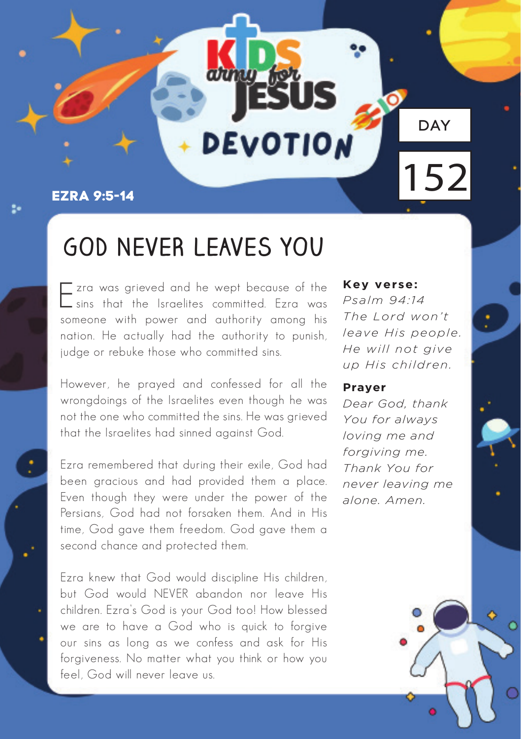KIDS army for JESUS

DEVOTION

DAY 152

**EZRA 9:5-14**

# GOD NEVER LEAVES YOU

Ezra was grieved and he wept because of the sins that the Israelites committed. Ezra was someone with power and authority among his nation. He actually had the authority to punish, judge or rebuke those who committed sins.

However, he prayed and confessed for all the wrongdoings of the Israelites even though he was not the one who committed the sins. He was grieved that the Israelites had sinned against God.

Ezra remembered that during their exile, God had been gracious and had provided them a place. Even though they were under the power of the Persians, God had not forsaken them. And in His time, God gave them freedom. God gave them a second chance and protected them.

Ezra knew that God would discipline His children, but God would NEVER abandon nor leave His children. Ezra's God is your God too! How blessed we are to have a God who is quick to forgive our sins as long as we confess and ask for His forgiveness. No matter what you think or how you feel, God will never leave us.

**Key verse:**

*Psalm 94:14*
*The Lord won't leave His people. He will not give up His children.*

**Prayer**

*Dear God, thank You for always loving me and forgiving me. Thank You for never leaving me alone. Amen.*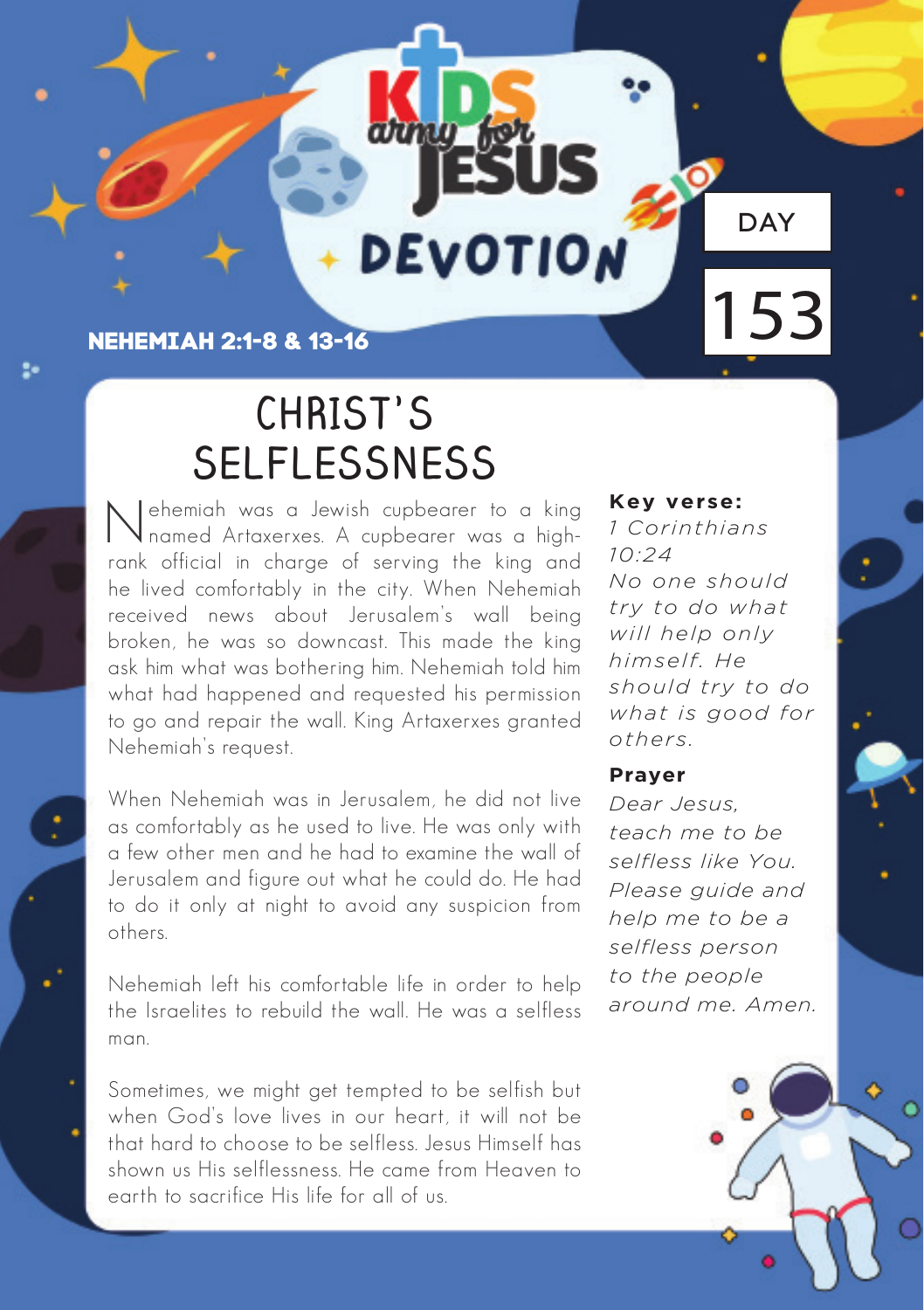KIDS army for JESUS DEVOTION

DAY 153

**NEHEMIAH 2:1-8 & 13-16**

# CHRIST'S SELFLESSNESS

Nehemiah was a Jewish cupbearer to a king named Artaxerxes. A cupbearer was a high-rank official in charge of serving the king and he lived comfortably in the city. When Nehemiah received news about Jerusalem's wall being broken, he was so downcast. This made the king ask him what was bothering him. Nehemiah told him what had happened and requested his permission to go and repair the wall. King Artaxerxes granted Nehemiah's request.

When Nehemiah was in Jerusalem, he did not live as comfortably as he used to live. He was only with a few other men and he had to examine the wall of Jerusalem and figure out what he could do. He had to do it only at night to avoid any suspicion from others.

Nehemiah left his comfortable life in order to help the Israelites to rebuild the wall. He was a selfless man.

Sometimes, we might get tempted to be selfish but when God's love lives in our heart, it will not be that hard to choose to be selfless. Jesus Himself has shown us His selflessness. He came from Heaven to earth to sacrifice His life for all of us.

**Key verse:**

*1 Corinthians 10:24*
*No one should try to do what will help only himself. He should try to do what is good for others.*

**Prayer**

*Dear Jesus, teach me to be selfless like You. Please guide and help me to be a selfless person to the people around me. Amen.*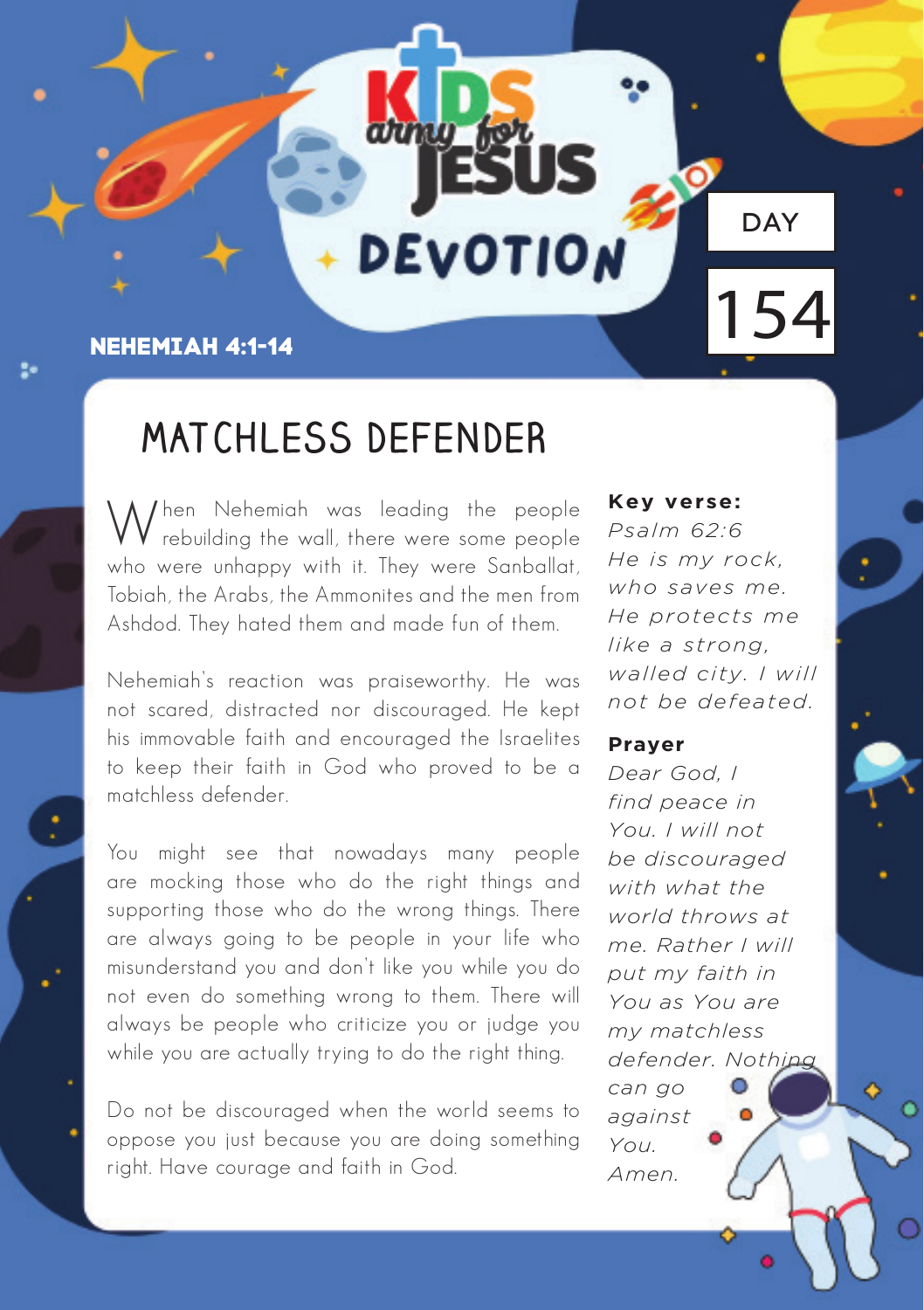KIDS army for JESUS

DEVOTION

DAY 154

**NEHEMIAH 4:1-14**

# MATCHLESS DEFENDER

When Nehemiah was leading the people rebuilding the wall, there were some people who were unhappy with it. They were Sanballat, Tobiah, the Arabs, the Ammonites and the men from Ashdod. They hated them and made fun of them.

Nehemiah's reaction was praiseworthy. He was not scared, distracted nor discouraged. He kept his immovable faith and encouraged the Israelites to keep their faith in God who proved to be a matchless defender.

You might see that nowadays many people are mocking those who do the right things and supporting those who do the wrong things. There are always going to be people in your life who misunderstand you and don't like you while you do not even do something wrong to them. There will always be people who criticize you or judge you while you are actually trying to do the right thing.

Do not be discouraged when the world seems to oppose you just because you are doing something right. Have courage and faith in God.

**Key verse:**

*Psalm 62:6*
*He is my rock, who saves me. He protects me like a strong, walled city. I will not be defeated.*

**Prayer**

*Dear God, I find peace in You. I will not be discouraged with what the world throws at me. Rather I will put my faith in You as You are my matchless defender. Nothing can go against You. Amen.*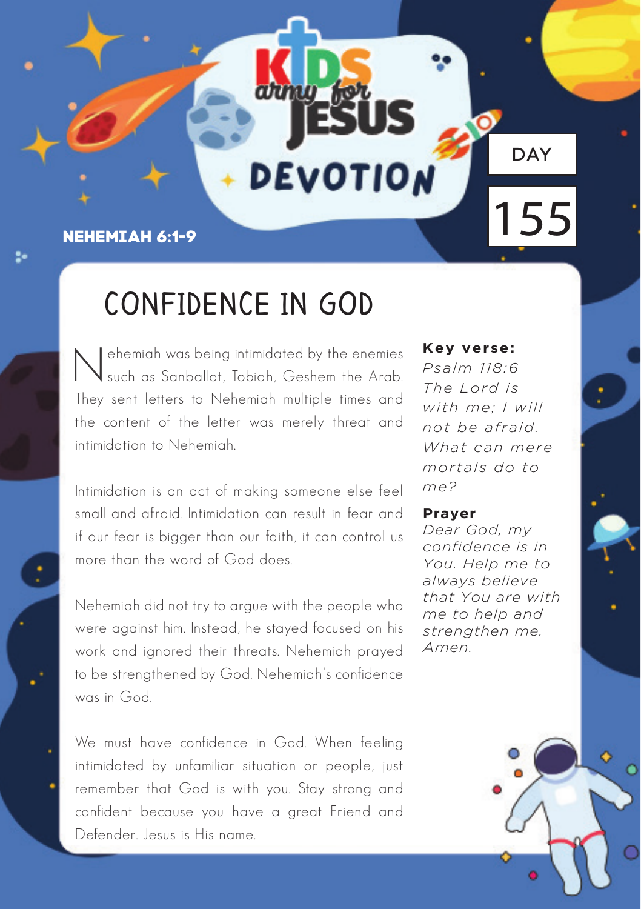# Kids Army for Jesus Devotion

DAY 155

**NEHEMIAH 6:1-9**

## CONFIDENCE IN GOD

Nehemiah was being intimidated by the enemies such as Sanballat, Tobiah, Geshem the Arab. They sent letters to Nehemiah multiple times and the content of the letter was merely threat and intimidation to Nehemiah.

Intimidation is an act of making someone else feel small and afraid. Intimidation can result in fear and if our fear is bigger than our faith, it can control us more than the word of God does.

Nehemiah did not try to argue with the people who were against him. Instead, he stayed focused on his work and ignored their threats. Nehemiah prayed to be strengthened by God. Nehemiah's confidence was in God.

We must have confidence in God. When feeling intimidated by unfamiliar situation or people, just remember that God is with you. Stay strong and confident because you have a great Friend and Defender. Jesus is His name.

**Key verse:**
*Psalm 118:6*
*The Lord is with me; I will not be afraid. What can mere mortals do to me?*

**Prayer**
*Dear God, my confidence is in You. Help me to always believe that You are with me to help and strengthen me. Amen.*